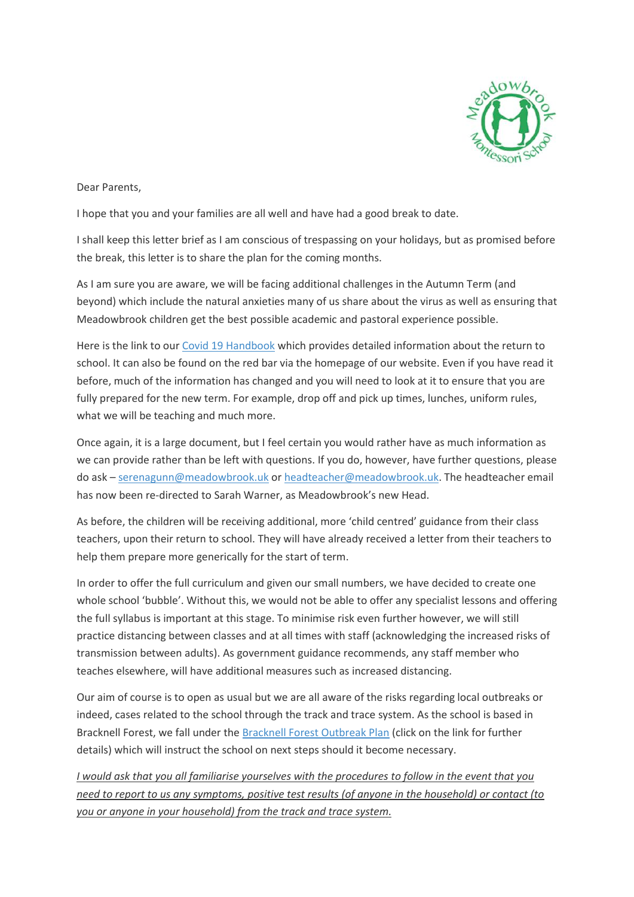Dear Parents,

I hope that you and your families are all well and have had a good break to date.

I shall keep this letter brief as I am conscious of trespassing on your holidays, but as promised before the break, this letter is to share the plan for the coming months.

As I am sure you are aware, we will be facing additional challenges in the Autumn Term (and beyond) which include the natural anxieties many of us share about the virus as well as ensuring that Meadowbrook children get the best possible academic and pastoral experience possible.

Here is the link to our Covid 19 Handbook which provides detailed information about the return to school. It can also be found on the red bar via the homepage of our website. Even if you have read it before, much of the information has changed and you will need to look at it to ensure that you are fully prepared for the new term. For example, drop off and pick up times, lunches, uniform rules, what we will be teaching and much more.

Once again, it is a large document, but I feel certain you would rather have as much information as we can provide rather than be left with questions. If you do, however, have further questions, please do ask – serenagunn@meadowbrook.uk or headteacher@meadowbrook.uk. The headteacher email has now been re-directed to Sarah Warner, as Meadowbrook's new Head.

As before, the children will be receiving additional, more 'child centred' guidance from their class teachers, upon their return to school. They will have already received a letter from their teachers to help them prepare more generically for the start of term.

In order to offer the full curriculum and given our small numbers, we have decided to create one whole school 'bubble'. Without this, we would not be able to offer any specialist lessons and offering the full syllabus is important at this stage. To minimise risk even further however, we will still practice distancing between classes and at all times with staff (acknowledging the increased risks of transmission between adults). As government guidance recommends, any staff member who teaches elsewhere, will have additional measures such as increased distancing.

Our aim of course is to open as usual but we are all aware of the risks regarding local outbreaks or indeed, cases related to the school through the track and trace system. As the school is based in Bracknell Forest, we fall under the Bracknell Forest Outbreak Plan (click on the link for further details) which will instruct the school on next steps should it become necessary.

*I would ask that you all familiarise yourselves with the procedures to follow in the event that you need to report to us any symptoms, positive test results (of anyone in the household) or contact (to you or anyone in your household) from the track and trace system.*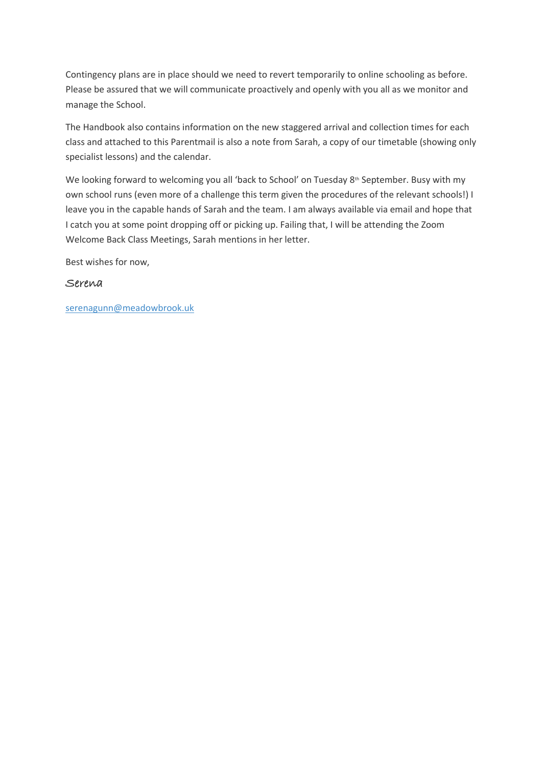Contingency plans are in place should we need to revert temporarily to online schooling as before. Please be assured that we will communicate proactively and openly with you all as we monitor and manage the School.

The Handbook also contains information on the new staggered arrival and collection times for each class and attached to this Parentmail is also a note from Sarah, a copy of our timetable (showing only specialist lessons) and the calendar.

We looking forward to welcoming you all 'back to School' on Tuesday 8th September. Busy with my own school runs (even more of a challenge this term given the procedures of the relevant schools!) I leave you in the capable hands of Sarah and the team. I am always available via email and hope that I catch you at some point dropping off or picking up. Failing that, I will be attending the Zoom Welcome Back Class Meetings, Sarah mentions in her letter.

Best wishes for now,

Serena

serenagunn@meadowbrook.uk